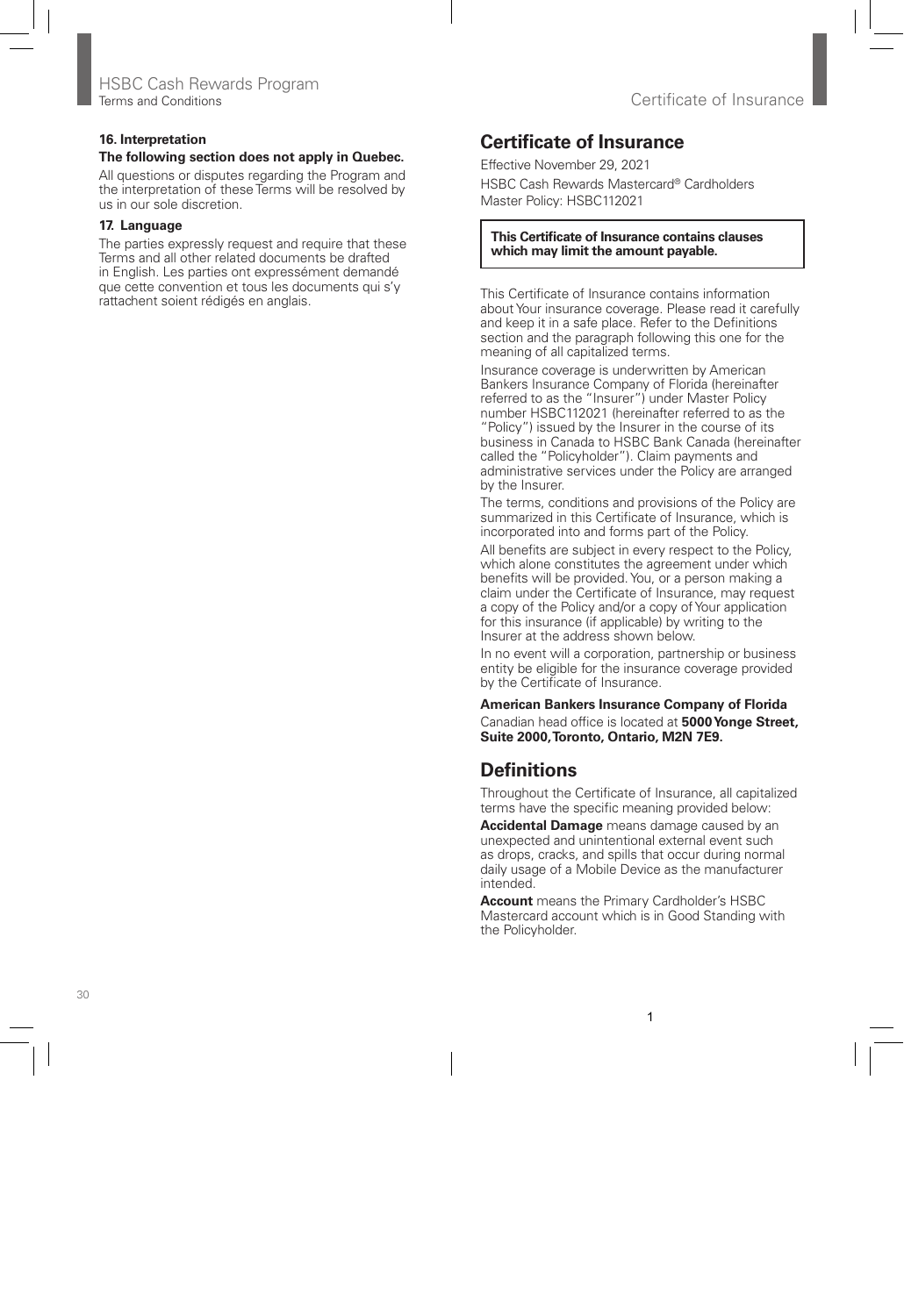### 16. Interpretation

**The following section does not apply in Quebec.**

All questions or disputes regarding the Program and the interpretation of these Terms will be resolved by us in our sole discretion.

### 17. Language

The parties expressly request and require that these Terms and all other related documents be drafted in English. Les parties ont expressément demandé que cette convention et tous les documents qui s'y rattachent soient rédigés en anglais.

## Certificate of Insurance

Effective November 29, 2021

HSBC Cash Rewards Mastercard® Cardholders

Master Policy: HSBC112021

**This Certificate of Insurance contains clauses which may limit the amount payable.**

This Certificate of Insurance contains information about Your insurance coverage. Please read it carefully and keep it in a safe place. Refer to the Definitions section and the paragraph following this one for the meaning of all capitalized terms.

Insurance coverage is underwritten by American Bankers Insurance Company of Florida (hereinafter referred to as the "Insurer") under Master Policy number HSBC112021 (hereinafter referred to as the "Policy") issued by the Insurer in the course of its business in Canada to HSBC Bank Canada (hereinafter called the "Policyholder"). Claim payments and administrative services under the Policy are arranged by the Insurer.

The terms, conditions and provisions of the Policy are summarized in this Certificate of Insurance, which is incorporated into and forms part of the Policy.

All benefits are subject in every respect to the Policy, which alone constitutes the agreement under which benefits will be provided. You, or a person making a claim under the Certificate of Insurance, may request a copy of the Policy and/or a copy of Your application for this insurance (if applicable) by writing to the Insurer at the address shown below.

In no event will a corporation, partnership or business entity be eligible for the insurance coverage provided by the Certificate of Insurance.

**American Bankers Insurance Company of Florida**

Canadian head office is located at **5000 Yonge Street, Suite 2000, Toronto, Ontario, M2N 7E9.**

## Definitions

Throughout the Certificate of Insurance, all capitalized terms have the specific meaning provided below:

**Accidental Damage** means damage caused by an unexpected and unintentional external event such as drops, cracks, and spills that occur during normal daily usage of a Mobile Device as the manufacturer intended.

**Account** means the Primary Cardholder's HSBC Mastercard account which is in Good Standing with the Policyholder.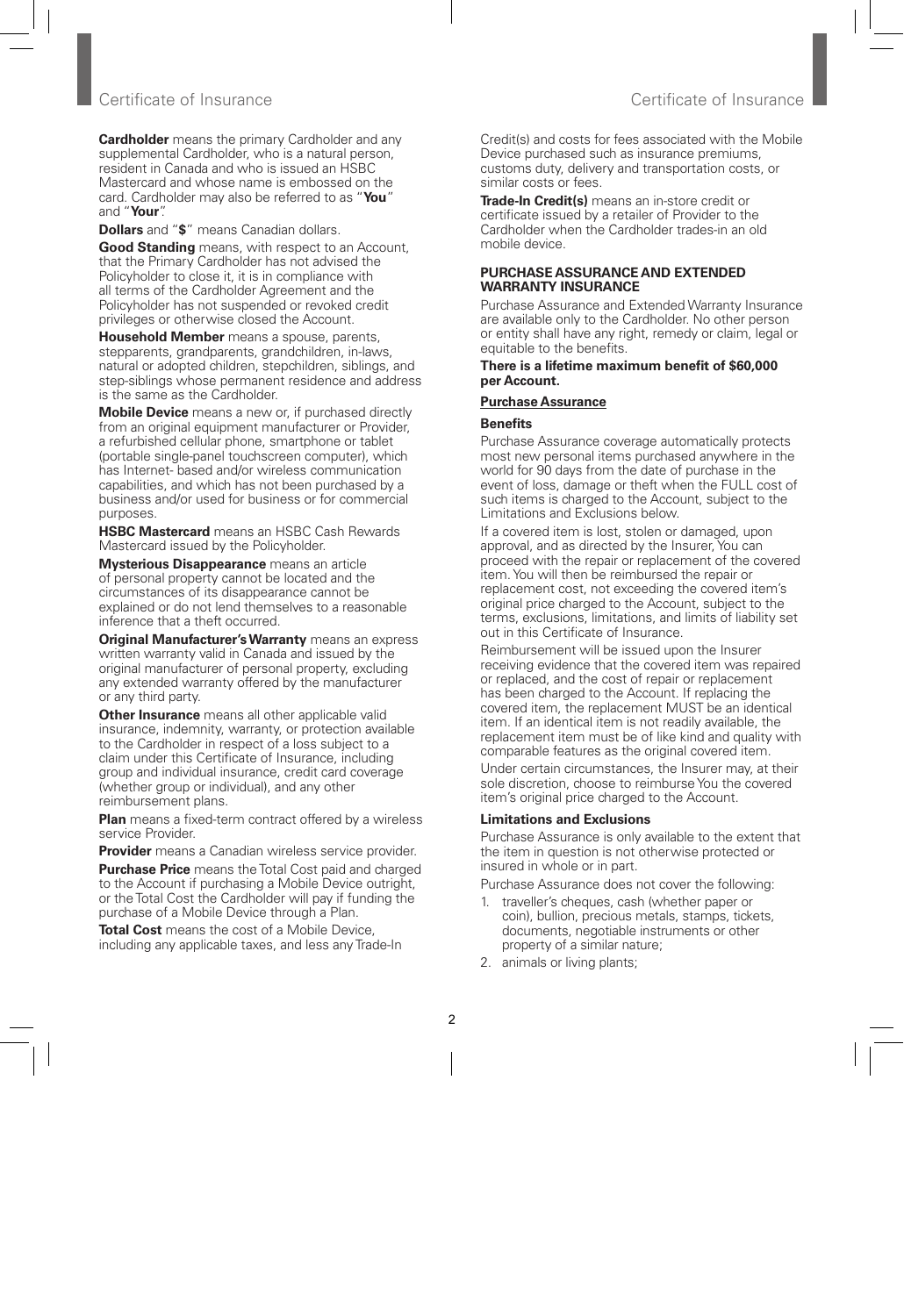**Cardholder** means the primary Cardholder and any supplemental Cardholder, who is a natural person, resident in Canada and who is issued an HSBC Mastercard and whose name is embossed on the card. Cardholder may also be referred to as "**You**" and "**Your**".

**Dollars** and "**$**" means Canadian dollars.

**Good Standing** means, with respect to an Account, that the Primary Cardholder has not advised the Policyholder to close it, it is in compliance with all terms of the Cardholder Agreement and the Policyholder has not suspended or revoked credit privileges or otherwise closed the Account.

**Household Member** means a spouse, parents, stepparents, grandparents, grandchildren, in-laws, natural or adopted children, stepchildren, siblings, and step-siblings whose permanent residence and address is the same as the Cardholder.

**Mobile Device** means a new or, if purchased directly from an original equipment manufacturer or Provider, a refurbished cellular phone, smartphone or tablet (portable single-panel touchscreen computer), which has Internet- based and/or wireless communication capabilities, and which has not been purchased by a business and/or used for business or for commercial purposes.

**HSBC Mastercard** means an HSBC Cash Rewards Mastercard issued by the Policyholder.

**Mysterious Disappearance** means an article of personal property cannot be located and the circumstances of its disappearance cannot be explained or do not lend themselves to a reasonable inference that a theft occurred.

**Original Manufacturer's Warranty** means an express written warranty valid in Canada and issued by the original manufacturer of personal property, excluding any extended warranty offered by the manufacturer or any third party.

**Other Insurance** means all other applicable valid insurance, indemnity, warranty, or protection available to the Cardholder in respect of a loss subject to a claim under this Certificate of Insurance, including group and individual insurance, credit card coverage (whether group or individual), and any other reimbursement plans.

**Plan** means a fixed-term contract offered by a wireless service Provider.

**Provider** means a Canadian wireless service provider.

**Purchase Price** means the Total Cost paid and charged to the Account if purchasing a Mobile Device outright, or the Total Cost the Cardholder will pay if funding the purchase of a Mobile Device through a Plan.

**Total Cost** means the cost of a Mobile Device, including any applicable taxes, and less any Trade-In Credit(s) and costs for fees associated with the Mobile Device purchased such as insurance premiums, customs duty, delivery and transportation costs, or similar costs or fees.

**Trade-In Credit(s)** means an in-store credit or certificate issued by a retailer of Provider to the Cardholder when the Cardholder trades-in an old mobile device.

## PURCHASE ASSURANCE AND EXTENDED WARRANTY INSURANCE

Purchase Assurance and Extended Warranty Insurance are available only to the Cardholder. No other person or entity shall have any right, remedy or claim, legal or equitable to the benefits.

**There is a lifetime maximum benefit of $60,000 per Account.**

### Purchase Assurance

#### Benefits

Purchase Assurance coverage automatically protects most new personal items purchased anywhere in the world for 90 days from the date of purchase in the event of loss, damage or theft when the FULL cost of such items is charged to the Account, subject to the Limitations and Exclusions below.

If a covered item is lost, stolen or damaged, upon approval, and as directed by the Insurer, You can proceed with the repair or replacement of the covered item. You will then be reimbursed the repair or replacement cost, not exceeding the covered item's original price charged to the Account, subject to the terms, exclusions, limitations, and limits of liability set out in this Certificate of Insurance.

Reimbursement will be issued upon the Insurer receiving evidence that the covered item was repaired or replaced, and the cost of repair or replacement has been charged to the Account. If replacing the covered item, the replacement MUST be an identical item. If an identical item is not readily available, the replacement item must be of like kind and quality with comparable features as the original covered item.

Under certain circumstances, the Insurer may, at their sole discretion, choose to reimburse You the covered item's original price charged to the Account.

#### Limitations and Exclusions

Purchase Assurance is only available to the extent that the item in question is not otherwise protected or insured in whole or in part.

Purchase Assurance does not cover the following:

1. traveller's cheques, cash (whether paper or coin), bullion, precious metals, stamps, tickets, documents, negotiable instruments or other property of a similar nature;
2. animals or living plants;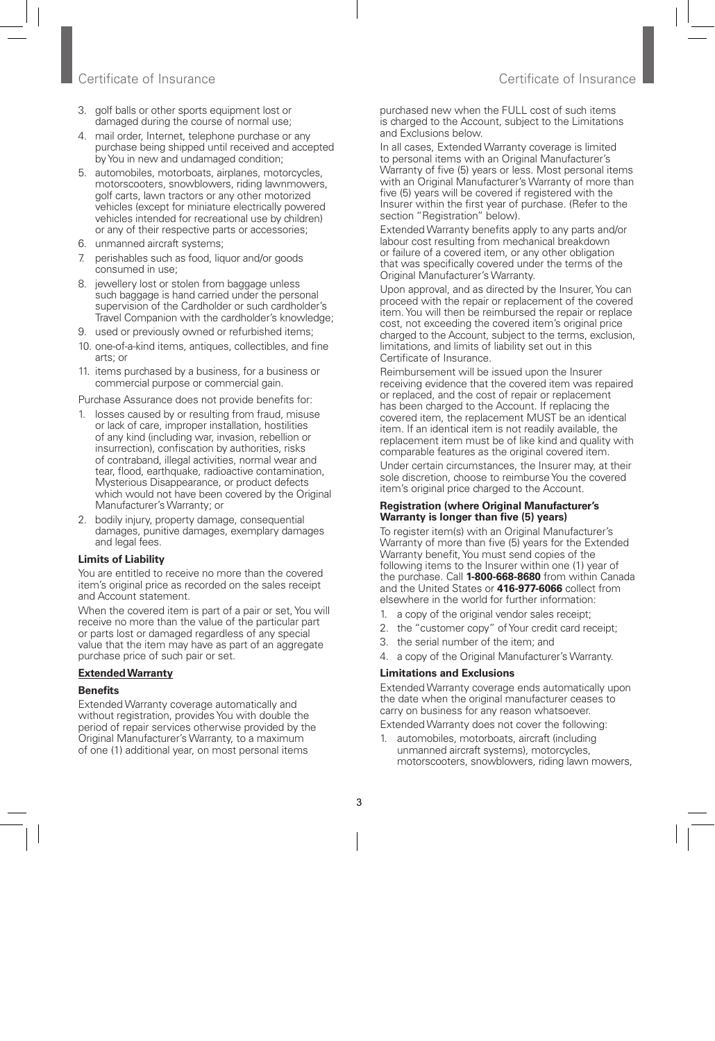3. golf balls or other sports equipment lost or damaged during the course of normal use;
4. mail order, Internet, telephone purchase or any purchase being shipped until received and accepted by You in new and undamaged condition;
5. automobiles, motorboats, airplanes, motorcycles, motorscooters, snowblowers, riding lawnmowers, golf carts, lawn tractors or any other motorized vehicles (except for miniature electrically powered vehicles intended for recreational use by children) or any of their respective parts or accessories;
6. unmanned aircraft systems;
7. perishables such as food, liquor and/or goods consumed in use;
8. jewellery lost or stolen from baggage unless such baggage is hand carried under the personal supervision of the Cardholder or such cardholder's Travel Companion with the cardholder's knowledge;
9. used or previously owned or refurbished items;
10. one-of-a-kind items, antiques, collectibles, and fine arts; or
11. items purchased by a business, for a business or commercial purpose or commercial gain.

Purchase Assurance does not provide benefits for:

1. losses caused by or resulting from fraud, misuse or lack of care, improper installation, hostilities of any kind (including war, invasion, rebellion or insurrection), confiscation by authorities, risks of contraband, illegal activities, normal wear and tear, flood, earthquake, radioactive contamination, Mysterious Disappearance, or product defects which would not have been covered by the Original Manufacturer's Warranty; or
2. bodily injury, property damage, consequential damages, punitive damages, exemplary damages and legal fees.

**Limits of Liability**

You are entitled to receive no more than the covered item's original price as recorded on the sales receipt and Account statement.

When the covered item is part of a pair or set, You will receive no more than the value of the particular part or parts lost or damaged regardless of any special value that the item may have as part of an aggregate purchase price of such pair or set.

## Extended Warranty

**Benefits**

Extended Warranty coverage automatically and without registration, provides You with double the period of repair services otherwise provided by the Original Manufacturer's Warranty, to a maximum of one (1) additional year, on most personal items purchased new when the FULL cost of such items is charged to the Account, subject to the Limitations and Exclusions below.

In all cases, Extended Warranty coverage is limited to personal items with an Original Manufacturer's Warranty of five (5) years or less. Most personal items with an Original Manufacturer's Warranty of more than five (5) years will be covered if registered with the Insurer within the first year of purchase. (Refer to the section "Registration" below).

Extended Warranty benefits apply to any parts and/or labour cost resulting from mechanical breakdown or failure of a covered item, or any other obligation that was specifically covered under the terms of the Original Manufacturer's Warranty.

Upon approval, and as directed by the Insurer, You can proceed with the repair or replacement of the covered item. You will then be reimbursed the repair or replace cost, not exceeding the covered item's original price charged to the Account, subject to the terms, exclusion, limitations, and limits of liability set out in this Certificate of Insurance.

Reimbursement will be issued upon the Insurer receiving evidence that the covered item was repaired or replaced, and the cost of repair or replacement has been charged to the Account. If replacing the covered item, the replacement MUST be an identical item. If an identical item is not readily available, the replacement item must be of like kind and quality with comparable features as the original covered item.

Under certain circumstances, the Insurer may, at their sole discretion, choose to reimburse You the covered item's original price charged to the Account.

**Registration (where Original Manufacturer's Warranty is longer than five (5) years)**

To register item(s) with an Original Manufacturer's Warranty of more than five (5) years for the Extended Warranty benefit, You must send copies of the following items to the Insurer within one (1) year of the purchase. Call **1-800-668-8680** from within Canada and the United States or **416-977-6066** collect from elsewhere in the world for further information:

1. a copy of the original vendor sales receipt;
2. the "customer copy" of Your credit card receipt;
3. the serial number of the item; and
4. a copy of the Original Manufacturer's Warranty.

**Limitations and Exclusions**

Extended Warranty coverage ends automatically upon the date when the original manufacturer ceases to carry on business for any reason whatsoever.

Extended Warranty does not cover the following:

1. automobiles, motorboats, aircraft (including unmanned aircraft systems), motorcycles, motorscooters, snowblowers, riding lawn mowers,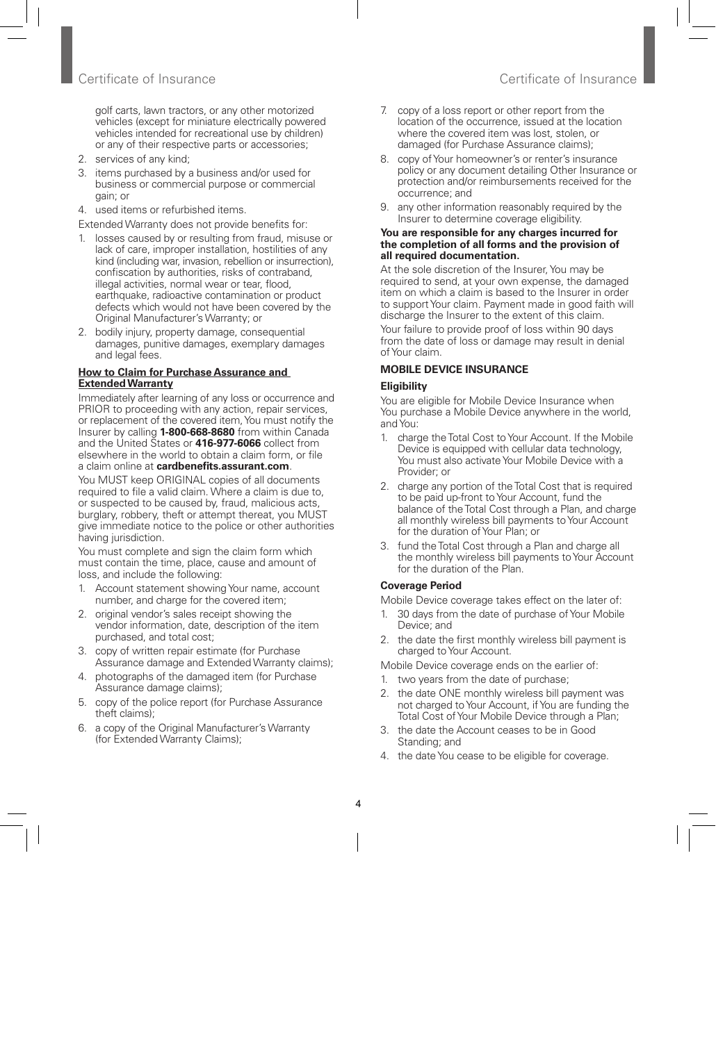golf carts, lawn tractors, or any other motorized vehicles (except for miniature electrically powered vehicles intended for recreational use by children) or any of their respective parts or accessories;

2. services of any kind;
3. items purchased by a business and/or used for business or commercial purpose or commercial gain; or
4. used items or refurbished items.

Extended Warranty does not provide benefits for:

1. losses caused by or resulting from fraud, misuse or lack of care, improper installation, hostilities of any kind (including war, invasion, rebellion or insurrection), confiscation by authorities, risks of contraband, illegal activities, normal wear or tear, flood, earthquake, radioactive contamination or product defects which would not have been covered by the Original Manufacturer's Warranty; or
2. bodily injury, property damage, consequential damages, punitive damages, exemplary damages and legal fees.

**How to Claim for Purchase Assurance and Extended Warranty**

Immediately after learning of any loss or occurrence and PRIOR to proceeding with any action, repair services, or replacement of the covered item, You must notify the Insurer by calling **1-800-668-8680** from within Canada and the United States or **416-977-6066** collect from elsewhere in the world to obtain a claim form, or file a claim online at **cardbenefits.assurant.com**.

You MUST keep ORIGINAL copies of all documents required to file a valid claim. Where a claim is due to, or suspected to be caused by, fraud, malicious acts, burglary, robbery, theft or attempt thereat, you MUST give immediate notice to the police or other authorities having jurisdiction.

You must complete and sign the claim form which must contain the time, place, cause and amount of loss, and include the following:

1. Account statement showing Your name, account number, and charge for the covered item;
2. original vendor's sales receipt showing the vendor information, date, description of the item purchased, and total cost;
3. copy of written repair estimate (for Purchase Assurance damage and Extended Warranty claims);
4. photographs of the damaged item (for Purchase Assurance damage claims);
5. copy of the police report (for Purchase Assurance theft claims);
6. a copy of the Original Manufacturer's Warranty (for Extended Warranty Claims);
7. copy of a loss report or other report from the location of the occurrence, issued at the location where the covered item was lost, stolen, or damaged (for Purchase Assurance claims);
8. copy of Your homeowner's or renter's insurance policy or any document detailing Other Insurance or protection and/or reimbursements received for the occurrence; and
9. any other information reasonably required by the Insurer to determine coverage eligibility.

**You are responsible for any charges incurred for the completion of all forms and the provision of all required documentation.**

At the sole discretion of the Insurer, You may be required to send, at your own expense, the damaged item on which a claim is based to the Insurer in order to support Your claim. Payment made in good faith will discharge the Insurer to the extent of this claim.

Your failure to provide proof of loss within 90 days from the date of loss or damage may result in denial of Your claim.

**MOBILE DEVICE INSURANCE**

**Eligibility**

You are eligible for Mobile Device Insurance when You purchase a Mobile Device anywhere in the world, and You:

1. charge the Total Cost to Your Account. If the Mobile Device is equipped with cellular data technology, You must also activate Your Mobile Device with a Provider; or
2. charge any portion of the Total Cost that is required to be paid up-front to Your Account, fund the balance of the Total Cost through a Plan, and charge all monthly wireless bill payments to Your Account for the duration of Your Plan; or
3. fund the Total Cost through a Plan and charge all the monthly wireless bill payments to Your Account for the duration of the Plan.

**Coverage Period**

Mobile Device coverage takes effect on the later of:

1. 30 days from the date of purchase of Your Mobile Device; and
2. the date the first monthly wireless bill payment is charged to Your Account.

Mobile Device coverage ends on the earlier of:

1. two years from the date of purchase;
2. the date ONE monthly wireless bill payment was not charged to Your Account, if You are funding the Total Cost of Your Mobile Device through a Plan;
3. the date the Account ceases to be in Good Standing; and
4. the date You cease to be eligible for coverage.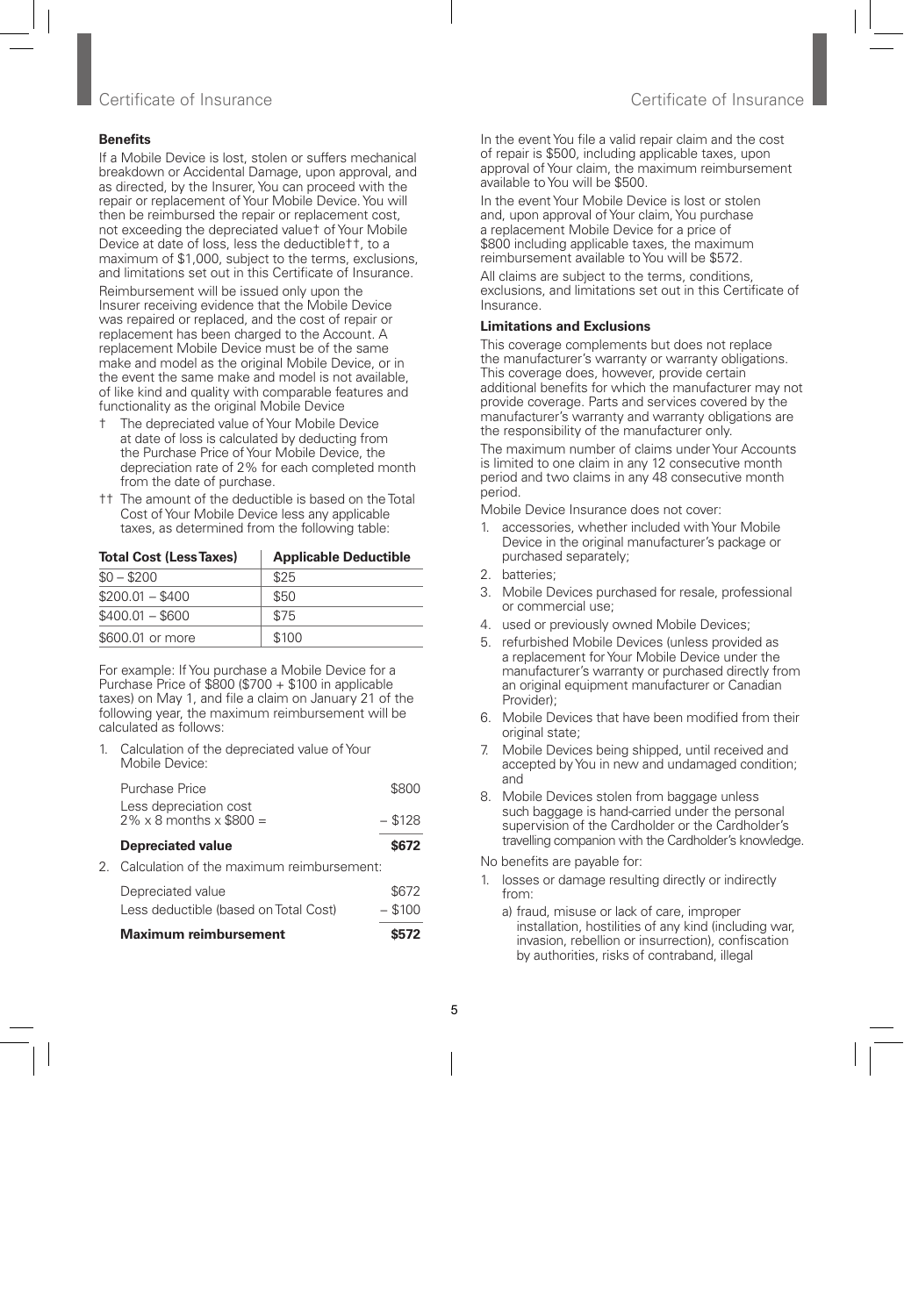### Benefits

If a Mobile Device is lost, stolen or suffers mechanical breakdown or Accidental Damage, upon approval, and as directed, by the Insurer, You can proceed with the repair or replacement of Your Mobile Device. You will then be reimbursed the repair or replacement cost, not exceeding the depreciated value† of Your Mobile Device at date of loss, less the deductible††, to a maximum of $1,000, subject to the terms, exclusions, and limitations set out in this Certificate of Insurance.

Reimbursement will be issued only upon the Insurer receiving evidence that the Mobile Device was repaired or replaced, and the cost of repair or replacement has been charged to the Account. A replacement Mobile Device must be of the same make and model as the original Mobile Device, or in the event the same make and model is not available, of like kind and quality with comparable features and functionality as the original Mobile Device

† The depreciated value of Your Mobile Device at date of loss is calculated by deducting from the Purchase Price of Your Mobile Device, the depreciation rate of 2% for each completed month from the date of purchase.

†† The amount of the deductible is based on the Total Cost of Your Mobile Device less any applicable taxes, as determined from the following table:

| Total Cost (Less Taxes) | Applicable Deductible |
|---|---|
| $0 – $200 | $25 |
| $200.01 – $400 | $50 |
| $400.01 – $600 | $75 |
| $600.01 or more | $100 |

For example: If You purchase a Mobile Device for a Purchase Price of $800 ($700 + $100 in applicable taxes) on May 1, and file a claim on January 21 of the following year, the maximum reimbursement will be calculated as follows:

1. Calculation of the depreciated value of Your Mobile Device:

| | |
|---|---|
| Purchase Price | $800 |
| Less depreciation cost 2% x 8 months x $800 = | – $128 |
| **Depreciated value** | **$672** |

2. Calculation of the maximum reimbursement:

| | |
|---|---|
| Depreciated value | $672 |
| Less deductible (based on Total Cost) | – $100 |
| **Maximum reimbursement** | **$572** |

In the event You file a valid repair claim and the cost of repair is $500, including applicable taxes, upon approval of Your claim, the maximum reimbursement available to You will be $500.

In the event Your Mobile Device is lost or stolen and, upon approval of Your claim, You purchase a replacement Mobile Device for a price of $800 including applicable taxes, the maximum reimbursement available to You will be $572.

All claims are subject to the terms, conditions, exclusions, and limitations set out in this Certificate of Insurance.

### Limitations and Exclusions

This coverage complements but does not replace the manufacturer's warranty or warranty obligations. This coverage does, however, provide certain additional benefits for which the manufacturer may not provide coverage. Parts and services covered by the manufacturer's warranty and warranty obligations are the responsibility of the manufacturer only.

The maximum number of claims under Your Accounts is limited to one claim in any 12 consecutive month period and two claims in any 48 consecutive month period.

Mobile Device Insurance does not cover:

1. accessories, whether included with Your Mobile Device in the original manufacturer's package or purchased separately;
2. batteries;
3. Mobile Devices purchased for resale, professional or commercial use;
4. used or previously owned Mobile Devices;
5. refurbished Mobile Devices (unless provided as a replacement for Your Mobile Device under the manufacturer's warranty or purchased directly from an original equipment manufacturer or Canadian Provider);
6. Mobile Devices that have been modified from their original state;
7. Mobile Devices being shipped, until received and accepted by You in new and undamaged condition; and
8. Mobile Devices stolen from baggage unless such baggage is hand-carried under the personal supervision of the Cardholder or the Cardholder's travelling companion with the Cardholder's knowledge.

No benefits are payable for:

1. losses or damage resulting directly or indirectly from:
   a) fraud, misuse or lack of care, improper installation, hostilities of any kind (including war, invasion, rebellion or insurrection), confiscation by authorities, risks of contraband, illegal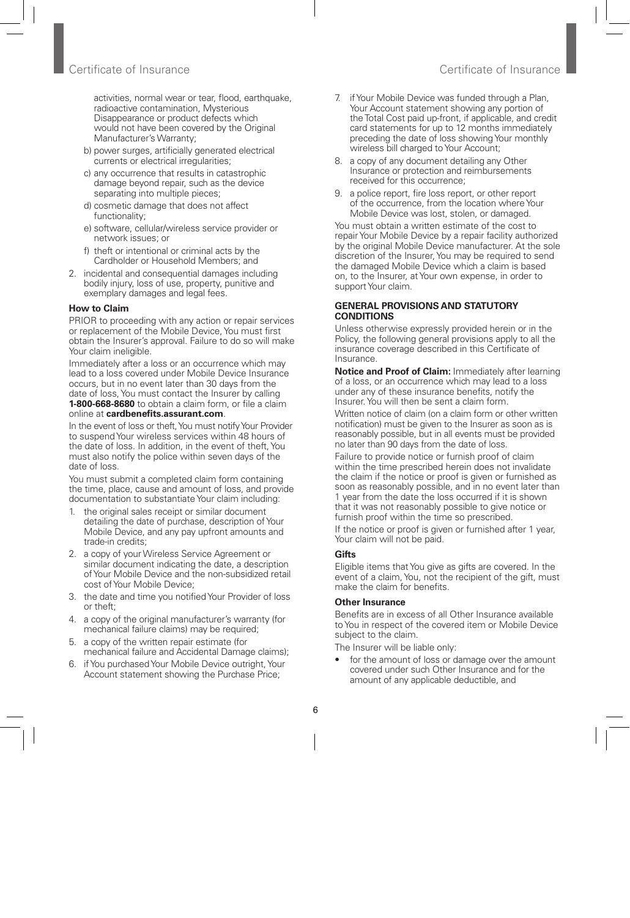activities, normal wear or tear, flood, earthquake, radioactive contamination, Mysterious Disappearance or product defects which would not have been covered by the Original Manufacturer's Warranty;

b) power surges, artificially generated electrical currents or electrical irregularities;

c) any occurrence that results in catastrophic damage beyond repair, such as the device separating into multiple pieces;

d) cosmetic damage that does not affect functionality;

e) software, cellular/wireless service provider or network issues; or

f) theft or intentional or criminal acts by the Cardholder or Household Members; and

2. incidental and consequential damages including bodily injury, loss of use, property, punitive and exemplary damages and legal fees.

**How to Claim**

PRIOR to proceeding with any action or repair services or replacement of the Mobile Device, You must first obtain the Insurer's approval. Failure to do so will make Your claim ineligible.

Immediately after a loss or an occurrence which may lead to a loss covered under Mobile Device Insurance occurs, but in no event later than 30 days from the date of loss, You must contact the Insurer by calling **1-800-668-8680** to obtain a claim form, or file a claim online at **cardbenefits.assurant.com**.

In the event of loss or theft, You must notify Your Provider to suspend Your wireless services within 48 hours of the date of loss. In addition, in the event of theft, You must also notify the police within seven days of the date of loss.

You must submit a completed claim form containing the time, place, cause and amount of loss, and provide documentation to substantiate Your claim including:

1. the original sales receipt or similar document detailing the date of purchase, description of Your Mobile Device, and any pay upfront amounts and trade-in credits;
2. a copy of your Wireless Service Agreement or similar document indicating the date, a description of Your Mobile Device and the non-subsidized retail cost of Your Mobile Device;
3. the date and time you notified Your Provider of loss or theft;
4. a copy of the original manufacturer's warranty (for mechanical failure claims) may be required;
5. a copy of the written repair estimate (for mechanical failure and Accidental Damage claims);
6. if You purchased Your Mobile Device outright, Your Account statement showing the Purchase Price;
7. if Your Mobile Device was funded through a Plan, Your Account statement showing any portion of the Total Cost paid up-front, if applicable, and credit card statements for up to 12 months immediately preceding the date of loss showing Your monthly wireless bill charged to Your Account;
8. a copy of any document detailing any Other Insurance or protection and reimbursements received for this occurrence;
9. a police report, fire loss report, or other report of the occurrence, from the location where Your Mobile Device was lost, stolen, or damaged.

You must obtain a written estimate of the cost to repair Your Mobile Device by a repair facility authorized by the original Mobile Device manufacturer. At the sole discretion of the Insurer, You may be required to send the damaged Mobile Device which a claim is based on, to the Insurer, at Your own expense, in order to support Your claim.

**GENERAL PROVISIONS AND STATUTORY CONDITIONS**

Unless otherwise expressly provided herein or in the Policy, the following general provisions apply to all the insurance coverage described in this Certificate of Insurance.

**Notice and Proof of Claim:** Immediately after learning of a loss, or an occurrence which may lead to a loss under any of these insurance benefits, notify the Insurer. You will then be sent a claim form.

Written notice of claim (on a claim form or other written notification) must be given to the Insurer as soon as is reasonably possible, but in all events must be provided no later than 90 days from the date of loss.

Failure to provide notice or furnish proof of claim within the time prescribed herein does not invalidate the claim if the notice or proof is given or furnished as soon as reasonably possible, and in no event later than 1 year from the date the loss occurred if it is shown that it was not reasonably possible to give notice or furnish proof within the time so prescribed.

If the notice or proof is given or furnished after 1 year, Your claim will not be paid.

**Gifts**

Eligible items that You give as gifts are covered. In the event of a claim, You, not the recipient of the gift, must make the claim for benefits.

**Other Insurance**

Benefits are in excess of all Other Insurance available to You in respect of the covered item or Mobile Device subject to the claim.

The Insurer will be liable only:

- for the amount of loss or damage over the amount covered under such Other Insurance and for the amount of any applicable deductible, and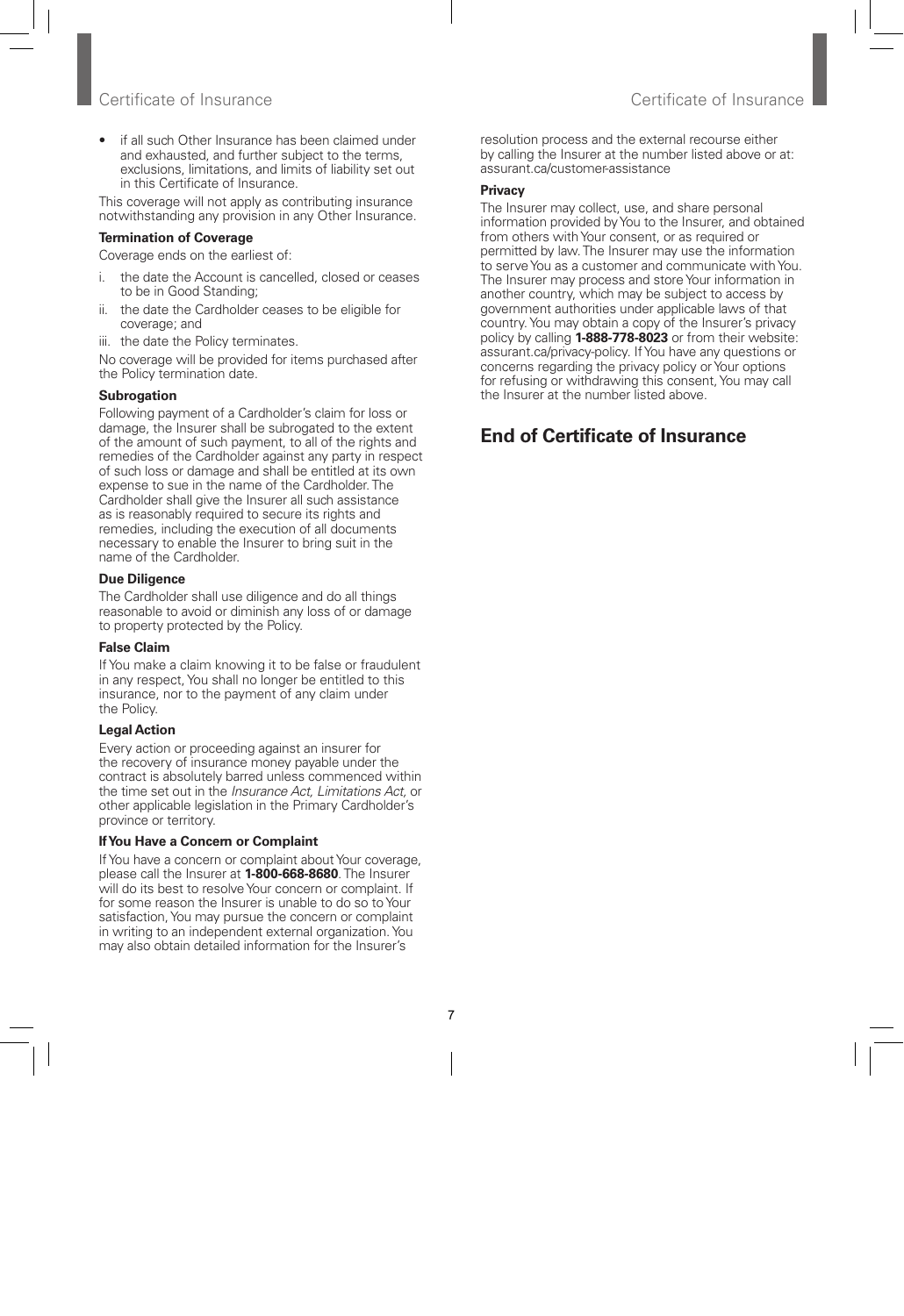- if all such Other Insurance has been claimed under and exhausted, and further subject to the terms, exclusions, limitations, and limits of liability set out in this Certificate of Insurance.

This coverage will not apply as contributing insurance notwithstanding any provision in any Other Insurance.

**Termination of Coverage**

Coverage ends on the earliest of:

i. the date the Account is cancelled, closed or ceases to be in Good Standing;
ii. the date the Cardholder ceases to be eligible for coverage; and
iii. the date the Policy terminates.

No coverage will be provided for items purchased after the Policy termination date.

**Subrogation**

Following payment of a Cardholder's claim for loss or damage, the Insurer shall be subrogated to the extent of the amount of such payment, to all of the rights and remedies of the Cardholder against any party in respect of such loss or damage and shall be entitled at its own expense to sue in the name of the Cardholder. The Cardholder shall give the Insurer all such assistance as is reasonably required to secure its rights and remedies, including the execution of all documents necessary to enable the Insurer to bring suit in the name of the Cardholder.

**Due Diligence**

The Cardholder shall use diligence and do all things reasonable to avoid or diminish any loss of or damage to property protected by the Policy.

**False Claim**

If You make a claim knowing it to be false or fraudulent in any respect, You shall no longer be entitled to this insurance, nor to the payment of any claim under the Policy.

**Legal Action**

Every action or proceeding against an insurer for the recovery of insurance money payable under the contract is absolutely barred unless commenced within the time set out in the *Insurance Act, Limitations Act,* or other applicable legislation in the Primary Cardholder's province or territory.

**If You Have a Concern or Complaint**

If You have a concern or complaint about Your coverage, please call the Insurer at **1-800-668-8680**. The Insurer will do its best to resolve Your concern or complaint. If for some reason the Insurer is unable to do so to Your satisfaction, You may pursue the concern or complaint in writing to an independent external organization. You may also obtain detailed information for the Insurer's resolution process and the external recourse either by calling the Insurer at the number listed above or at: assurant.ca/customer-assistance

**Privacy**

The Insurer may collect, use, and share personal information provided by You to the Insurer, and obtained from others with Your consent, or as required or permitted by law. The Insurer may use the information to serve You as a customer and communicate with You. The Insurer may process and store Your information in another country, which may be subject to access by government authorities under applicable laws of that country. You may obtain a copy of the Insurer's privacy policy by calling **1-888-778-8023** or from their website: assurant.ca/privacy-policy. If You have any questions or concerns regarding the privacy policy or Your options for refusing or withdrawing this consent, You may call the Insurer at the number listed above.

## End of Certificate of Insurance